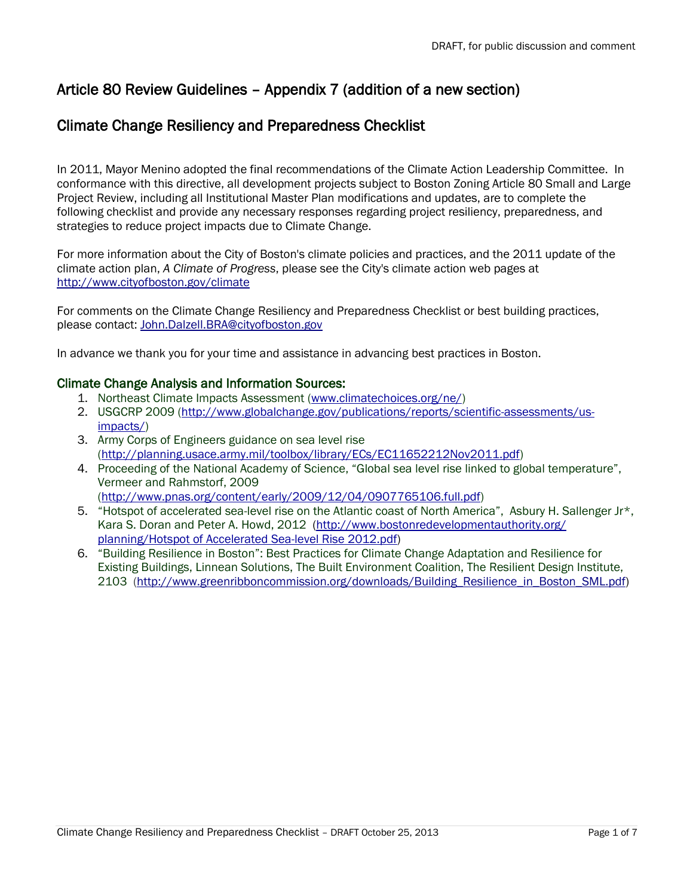DRAFT, for public discussion and comment

# Article 80 Review Guidelines – Appendix 7 (addition of a new section)

## Climate Change Resiliency and Preparedness Checklist

In 2011, Mayor Menino adopted the final recommendations of the Climate Action Leadership Committee. In conformance with this directive, all development projects subject to Boston Zoning Article 80 Small and Large Project Review, including all Institutional Master Plan modifications and updates, are to complete the following checklist and provide any necessary responses regarding project resiliency, preparedness, and strategies to reduce project impacts due to Climate Change.

For more information about the City of Boston's climate policies and practices, and the 2011 update of the climate action plan, *A Climate of Progress*, please see the City's climate action web pages at http://www.cityofboston.gov/climate

For comments on the Climate Change Resiliency and Preparedness Checklist or best building practices, please contact: John.Dalzell.BRA@cityofboston.gov

In advance we thank you for your time and assistance in advancing best practices in Boston.

### Climate Change Analysis and Information Sources:

1. Northeast Climate Impacts Assessment (www.climatechoices.org/ne/)
2. USGCRP 2009 (http://www.globalchange.gov/publications/reports/scientific-assessments/us-impacts/)
3. Army Corps of Engineers guidance on sea level rise (http://planning.usace.army.mil/toolbox/library/ECs/EC11652212Nov2011.pdf)
4. Proceeding of the National Academy of Science, "Global sea level rise linked to global temperature", Vermeer and Rahmstorf, 2009 (http://www.pnas.org/content/early/2009/12/04/0907765106.full.pdf)
5. "Hotspot of accelerated sea-level rise on the Atlantic coast of North America", Asbury H. Sallenger Jr*, Kara S. Doran and Peter A. Howd, 2012 (http://www.bostonredevelopmentauthority.org/planning/Hotspot of Accelerated Sea-level Rise 2012.pdf)
6. "Building Resilience in Boston": Best Practices for Climate Change Adaptation and Resilience for Existing Buildings, Linnean Solutions, The Built Environment Coalition, The Resilient Design Institute, 2103 (http://www.greenribboncommission.org/downloads/Building_Resilience_in_Boston_SML.pdf)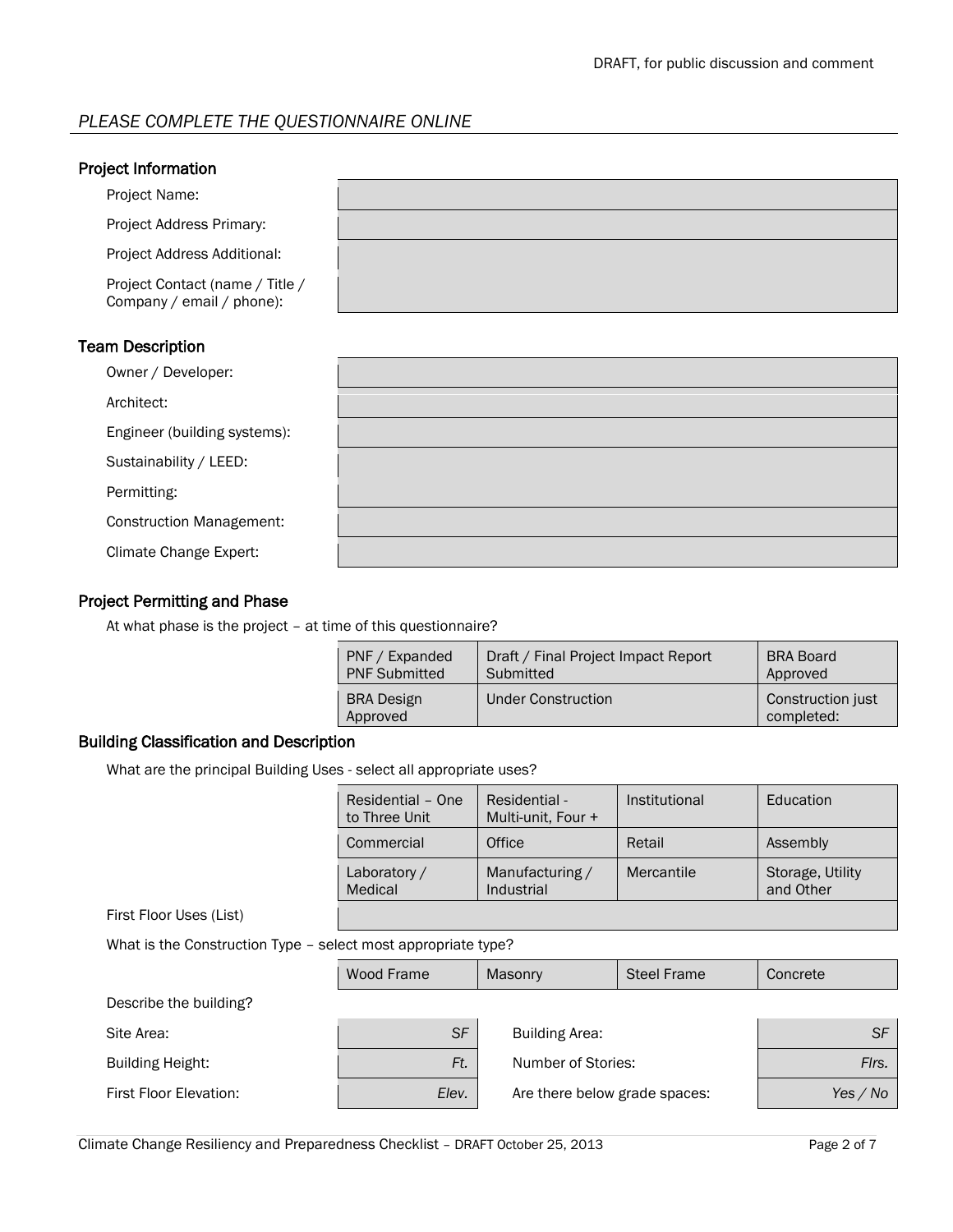*PLEASE COMPLETE THE QUESTIONNAIRE ONLINE*

## Project Information

| | |
|---|---|
| Project Name: | |
| Project Address Primary: | |
| Project Address Additional: | |
| Project Contact (name / Title / Company / email / phone): | |

## Team Description

| | |
|---|---|
| Owner / Developer: | |
| Architect: | |
| Engineer (building systems): | |
| Sustainability / LEED: | |
| Permitting: | |
| Construction Management: | |
| Climate Change Expert: | |

## Project Permitting and Phase

At what phase is the project – at time of this questionnaire?

| | | |
|---|---|---|
| PNF / Expanded PNF Submitted | Draft / Final Project Impact Report Submitted | BRA Board Approved |
| BRA Design Approved | Under Construction | Construction just completed: |

## Building Classification and Description

What are the principal Building Uses - select all appropriate uses?

| | | | |
|---|---|---|---|
| Residential – One to Three Unit | Residential - Multi-unit, Four + | Institutional | Education |
| Commercial | Office | Retail | Assembly |
| Laboratory / Medical | Manufacturing / Industrial | Mercantile | Storage, Utility and Other |

First Floor Uses (List)

What is the Construction Type – select most appropriate type?

| | | | |
|---|---|---|---|
| Wood Frame | Masonry | Steel Frame | Concrete |

Describe the building?

| | | | |
|---|---|---|---|
| Site Area: | *SF* | Building Area: | *SF* |
| Building Height: | *Ft.* | Number of Stories: | *Flrs.* |
| First Floor Elevation: | *Elev.* | Are there below grade spaces: | *Yes / No* |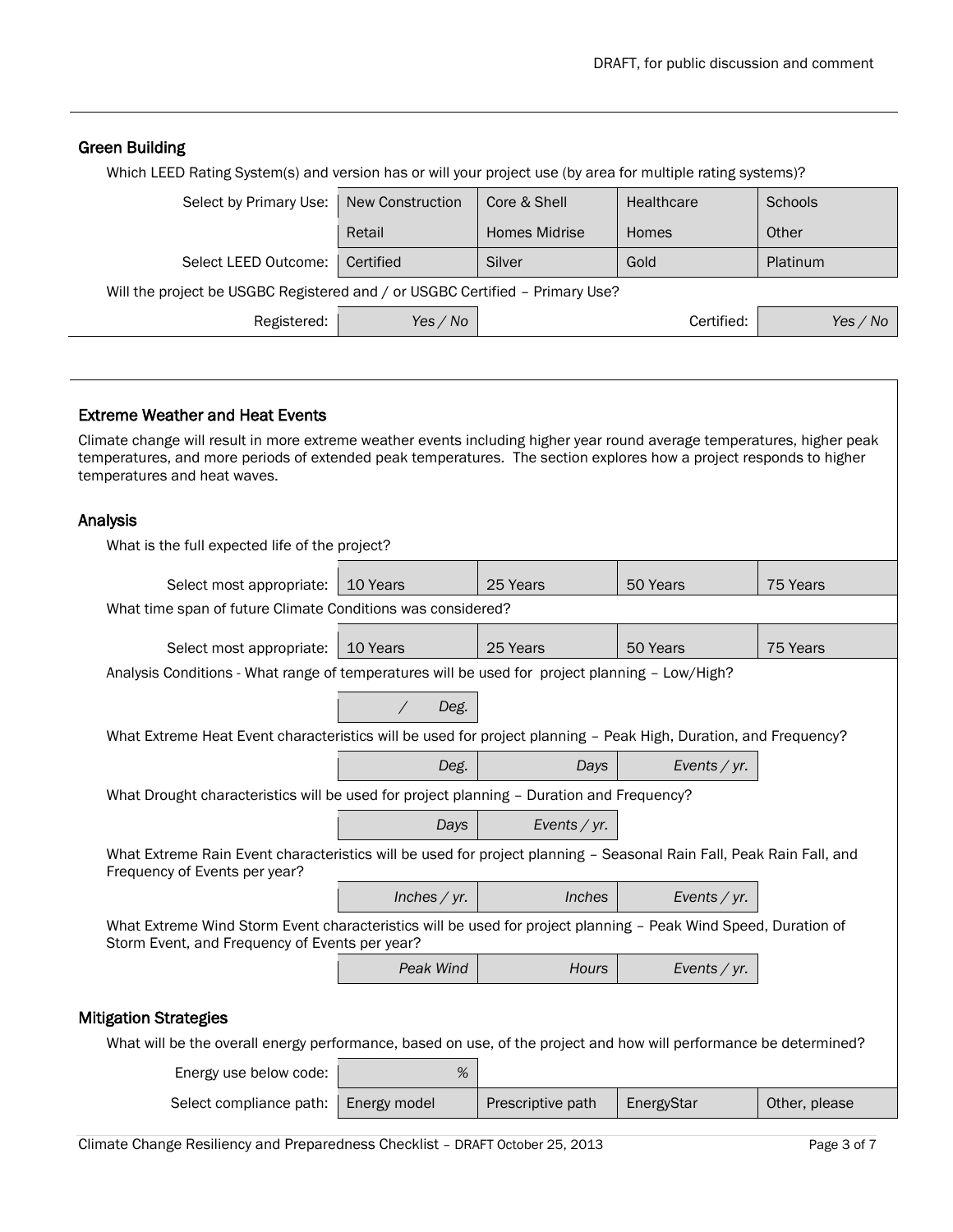## Green Building

Which LEED Rating System(s) and version has or will your project use (by area for multiple rating systems)?

| | | | | |
|---|---|---|---|---|
| Select by Primary Use: | New Construction | Core & Shell | Healthcare | Schools |
| | Retail | Homes Midrise | Homes | Other |
| Select LEED Outcome: | Certified | Silver | Gold | Platinum |

Will the project be USGBC Registered and / or USGBC Certified – Primary Use?

| | | | |
|---|---|---|---|
| Registered: | *Yes / No* | Certified: | *Yes / No* |

## Extreme Weather and Heat Events

Climate change will result in more extreme weather events including higher year round average temperatures, higher peak temperatures, and more periods of extended peak temperatures. The section explores how a project responds to higher temperatures and heat waves.

### Analysis

What is the full expected life of the project?

| | | | | |
|---|---|---|---|---|
| Select most appropriate: | 10 Years | 25 Years | 50 Years | 75 Years |

What time span of future Climate Conditions was considered?

| | | | | |
|---|---|---|---|---|
| Select most appropriate: | 10 Years | 25 Years | 50 Years | 75 Years |

Analysis Conditions - What range of temperatures will be used for project planning – Low/High?

| |
|---|
| */ Deg.* |

What Extreme Heat Event characteristics will be used for project planning – Peak High, Duration, and Frequency?

| | | |
|---|---|---|
| *Deg.* | *Days* | *Events / yr.* |

What Drought characteristics will be used for project planning – Duration and Frequency?

| | |
|---|---|
| *Days* | *Events / yr.* |

What Extreme Rain Event characteristics will be used for project planning – Seasonal Rain Fall, Peak Rain Fall, and Frequency of Events per year?

| | | |
|---|---|---|
| *Inches / yr.* | *Inches* | *Events / yr.* |

What Extreme Wind Storm Event characteristics will be used for project planning – Peak Wind Speed, Duration of Storm Event, and Frequency of Events per year?

| | | |
|---|---|---|
| *Peak Wind* | *Hours* | *Events / yr.* |

### Mitigation Strategies

What will be the overall energy performance, based on use, of the project and how will performance be determined?

| | | | | |
|---|---|---|---|---|
| Energy use below code: | *%* | | | |
| Select compliance path: | Energy model | Prescriptive path | EnergyStar | Other, please |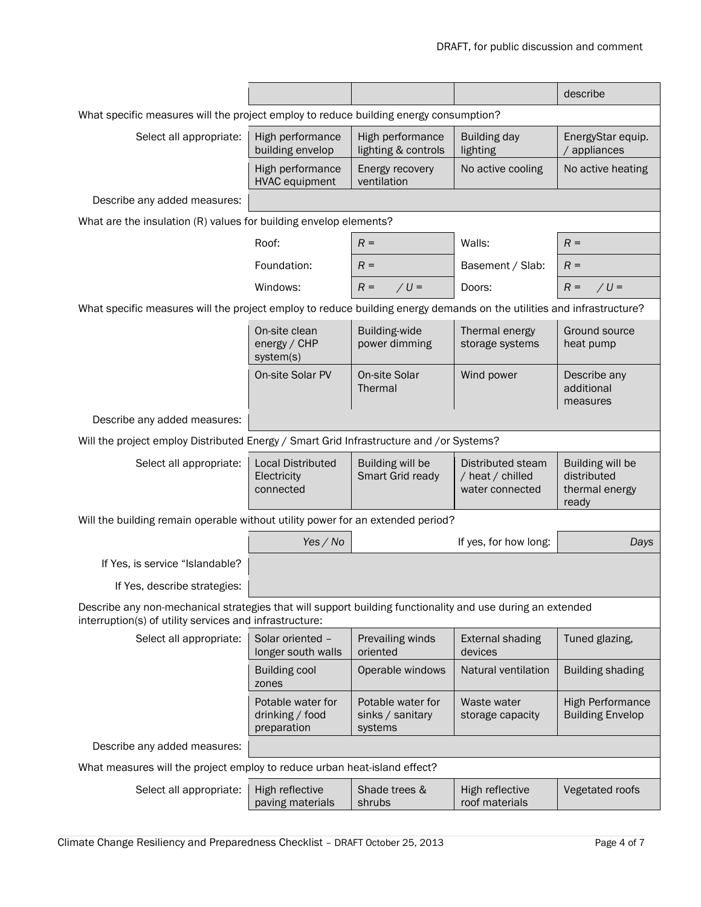| | | | |
|---|---|---|---|
| | | | describe |

What specific measures will the project employ to reduce building energy consumption?

| Select all appropriate: | High performance building envelop | High performance lighting & controls | Building day lighting | EnergyStar equip. / appliances |
|---|---|---|---|---|
| | High performance HVAC equipment | Energy recovery ventilation | No active cooling | No active heating |
| Describe any added measures: | | | | |

What are the insulation (R) values for building envelop elements?

| | | | | |
|---|---|---|---|---|
| | Roof: | R = | Walls: | R = |
| | Foundation: | R = | Basement / Slab: | R = |
| | Windows: | R = / U = | Doors: | R = / U = |

What specific measures will the project employ to reduce building energy demands on the utilities and infrastructure?

| | | | | |
|---|---|---|---|---|
| | On-site clean energy / CHP system(s) | Building-wide power dimming | Thermal energy storage systems | Ground source heat pump |
| | On-site Solar PV | On-site Solar Thermal | Wind power | Describe any additional measures |
| Describe any added measures: | | | | |

Will the project employ Distributed Energy / Smart Grid Infrastructure and /or Systems?

| Select all appropriate: | Local Distributed Electricity connected | Building will be Smart Grid ready | Distributed steam / heat / chilled water connected | Building will be distributed thermal energy ready |
|---|---|---|---|---|

Will the building remain operable without utility power for an extended period?

| | | | | |
|---|---|---|---|---|
| | *Yes / No* | | If yes, for how long: | *Days* |
| If Yes, is service "Islandable? | | | | |
| If Yes, describe strategies: | | | | |

Describe any non-mechanical strategies that will support building functionality and use during an extended interruption(s) of utility services and infrastructure:

| Select all appropriate: | Solar oriented – longer south walls | Prevailing winds oriented | External shading devices | Tuned glazing, |
|---|---|---|---|---|
| | Building cool zones | Operable windows | Natural ventilation | Building shading |
| | Potable water for drinking / food preparation | Potable water for sinks / sanitary systems | Waste water storage capacity | High Performance Building Envelop |
| Describe any added measures: | | | | |

What measures will the project employ to reduce urban heat-island effect?

| Select all appropriate: | High reflective paving materials | Shade trees & shrubs | High reflective roof materials | Vegetated roofs |
|---|---|---|---|---|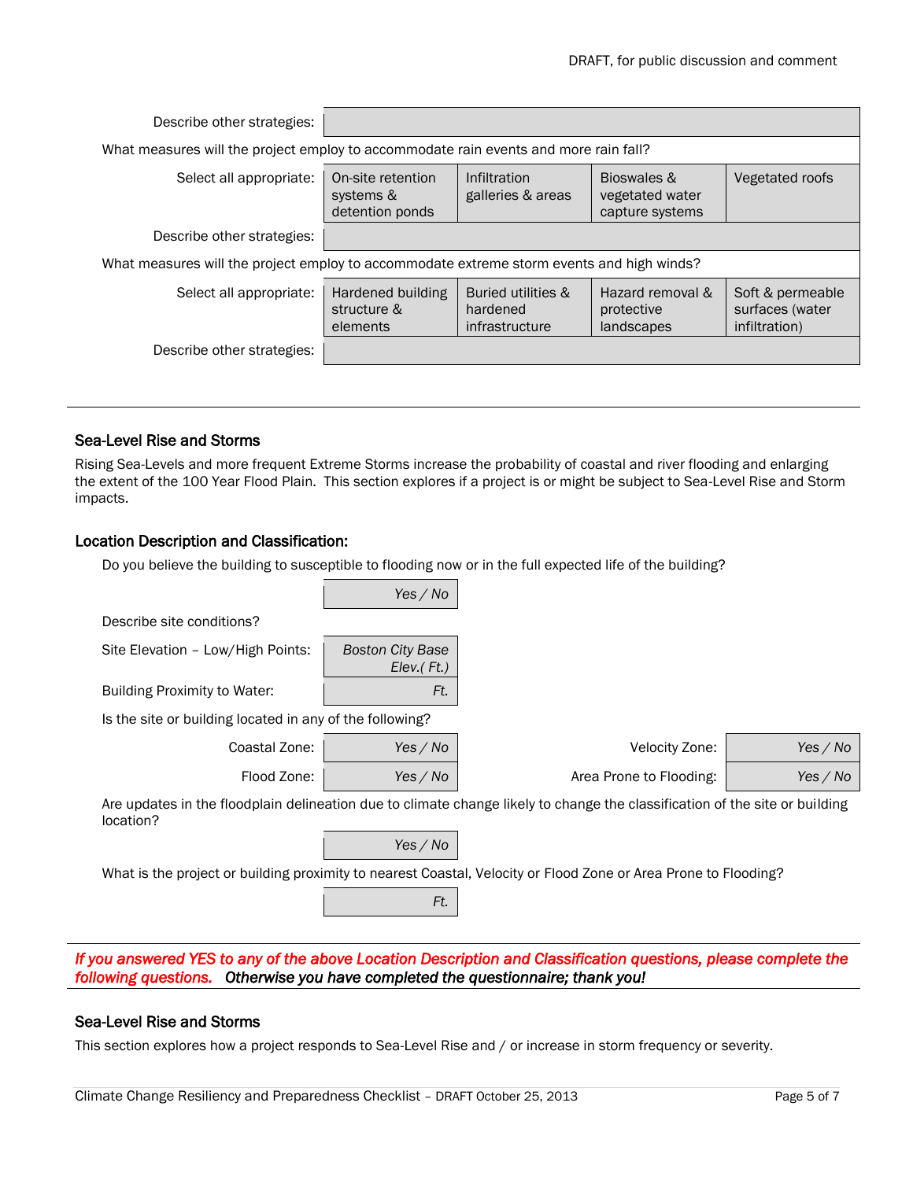| | | | | |
|---|---|---|---|---|
| Describe other strategies: | | | | |

What measures will the project employ to accommodate rain events and more rain fall?

| | | | | |
|---|---|---|---|---|
| Select all appropriate: | On-site retention systems & detention ponds | Infiltration galleries & areas | Bioswales & vegetated water capture systems | Vegetated roofs |
| Describe other strategies: | | | | |

What measures will the project employ to accommodate extreme storm events and high winds?

| | | | | |
|---|---|---|---|---|
| Select all appropriate: | Hardened building structure & elements | Buried utilities & hardened infrastructure | Hazard removal & protective landscapes | Soft & permeable surfaces (water infiltration) |
| Describe other strategies: | | | | |

---

### Sea-Level Rise and Storms

Rising Sea-Levels and more frequent Extreme Storms increase the probability of coastal and river flooding and enlarging the extent of the 100 Year Flood Plain. This section explores if a project is or might be subject to Sea-Level Rise and Storm impacts.

### Location Description and Classification:

Do you believe the building to susceptible to flooding now or in the full expected life of the building?

| | |
|---|---|
| | *Yes / No* |

Describe site conditions?

| | |
|---|---|
| Site Elevation – Low/High Points: | *Boston City Base Elev.( Ft.)* |
| Building Proximity to Water: | *Ft.* |

Is the site or building located in any of the following?

| | | | |
|---|---|---|---|
| Coastal Zone: | *Yes / No* | Velocity Zone: | *Yes / No* |
| Flood Zone: | *Yes / No* | Area Prone to Flooding: | *Yes / No* |

Are updates in the floodplain delineation due to climate change likely to change the classification of the site or building location?

| | |
|---|---|
| | *Yes / No* |

What is the project or building proximity to nearest Coastal, Velocity or Flood Zone or Area Prone to Flooding?

| | |
|---|---|
| | *Ft.* |

---

*If you answered YES to any of the above Location Description and Classification questions, please complete the following questions.* ***Otherwise you have completed the questionnaire; thank you!***

---

### Sea-Level Rise and Storms

This section explores how a project responds to Sea-Level Rise and / or increase in storm frequency or severity.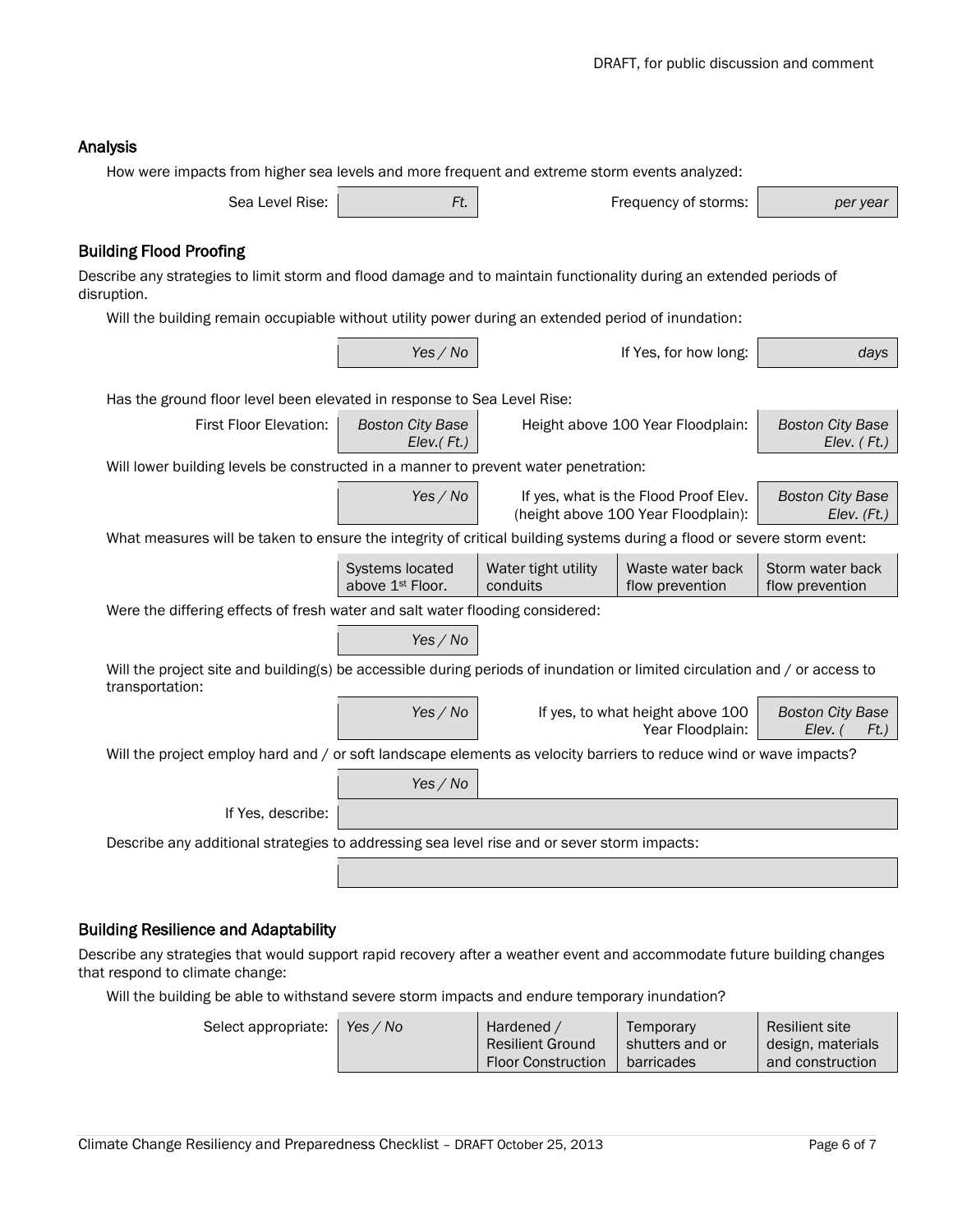### Analysis

How were impacts from higher sea levels and more frequent and extreme storm events analyzed:

| Sea Level Rise: | *Ft.* | Frequency of storms: | *per year* |
|---|---|---|---|

### Building Flood Proofing

Describe any strategies to limit storm and flood damage and to maintain functionality during an extended periods of disruption.

Will the building remain occupiable without utility power during an extended period of inundation:

| | *Yes / No* | If Yes, for how long: | *days* |
|---|---|---|---|

Has the ground floor level been elevated in response to Sea Level Rise:

| First Floor Elevation: | *Boston City Base Elev.( Ft.)* | Height above 100 Year Floodplain: | *Boston City Base Elev. ( Ft.)* |
|---|---|---|---|

Will lower building levels be constructed in a manner to prevent water penetration:

| | *Yes / No* | If yes, what is the Flood Proof Elev. (height above 100 Year Floodplain): | *Boston City Base Elev. (Ft.)* |
|---|---|---|---|

What measures will be taken to ensure the integrity of critical building systems during a flood or severe storm event:

| | Systems located above 1st Floor. | Water tight utility conduits | Waste water back flow prevention | Storm water back flow prevention |
|---|---|---|---|---|

Were the differing effects of fresh water and salt water flooding considered:

| | *Yes / No* |
|---|---|

Will the project site and building(s) be accessible during periods of inundation or limited circulation and / or access to transportation:

| | *Yes / No* | If yes, to what height above 100 Year Floodplain: | *Boston City Base Elev. ( Ft.)* |
|---|---|---|---|

Will the project employ hard and / or soft landscape elements as velocity barriers to reduce wind or wave impacts?

| | *Yes / No* |
|---|---|
| If Yes, describe: | |

Describe any additional strategies to addressing sea level rise and or sever storm impacts:

| |
|---|
| |

### Building Resilience and Adaptability

Describe any strategies that would support rapid recovery after a weather event and accommodate future building changes that respond to climate change:

Will the building be able to withstand severe storm impacts and endure temporary inundation?

| Select appropriate: | *Yes / No* | Hardened / Resilient Ground Floor Construction | Temporary shutters and or barricades | Resilient site design, materials and construction |
|---|---|---|---|---|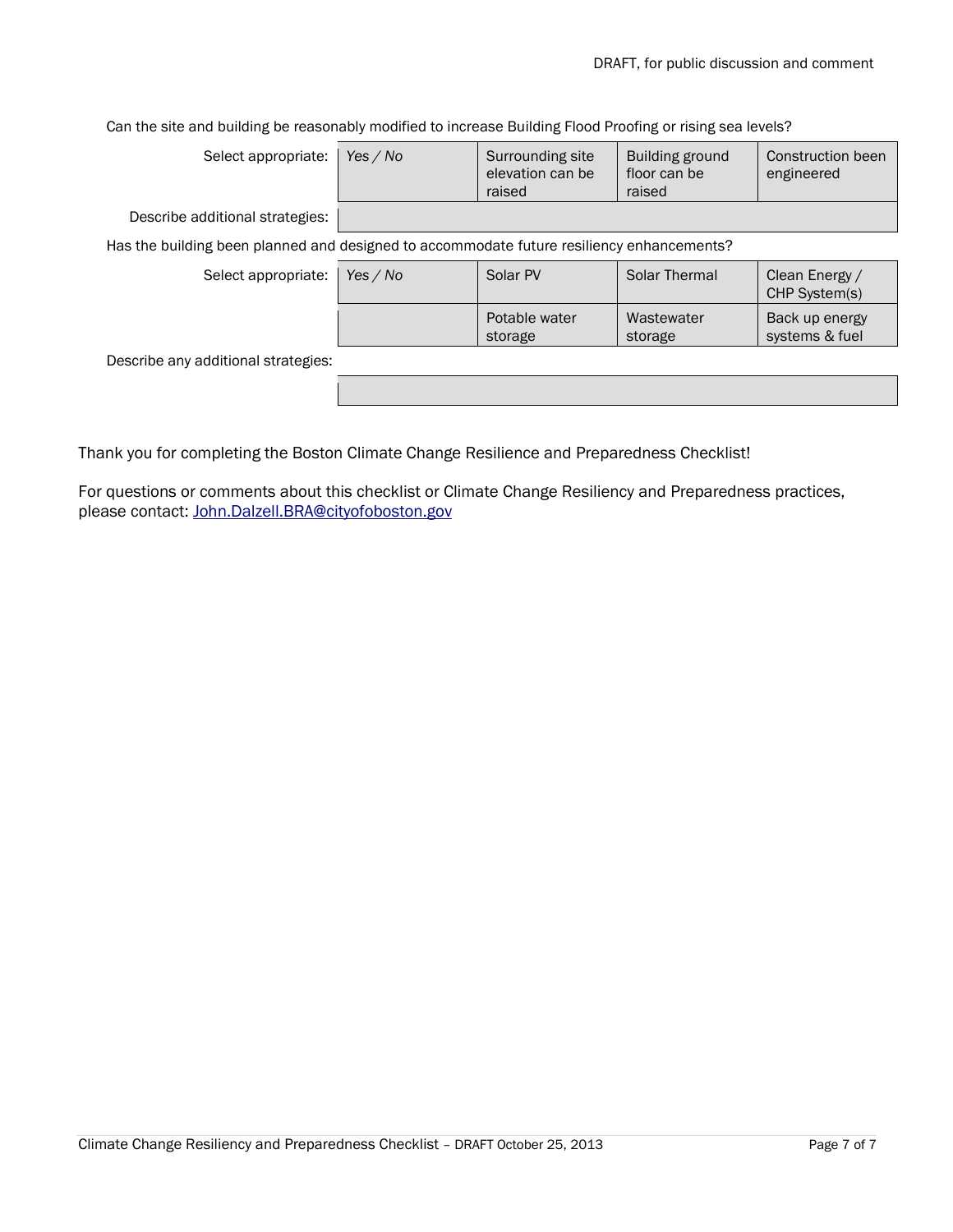Can the site and building be reasonably modified to increase Building Flood Proofing or rising sea levels?

| | | | | |
|---|---|---|---|---|
| Select appropriate: | *Yes / No* | Surrounding site elevation can be raised | Building ground floor can be raised | Construction been engineered |
| Describe additional strategies: | | | | |

Has the building been planned and designed to accommodate future resiliency enhancements?

| | | | | |
|---|---|---|---|---|
| Select appropriate: | *Yes / No* | Solar PV | Solar Thermal | Clean Energy / CHP System(s) |
| | | Potable water storage | Wastewater storage | Back up energy systems & fuel |
| Describe any additional strategies: | | | | |

Thank you for completing the Boston Climate Change Resilience and Preparedness Checklist!

For questions or comments about this checklist or Climate Change Resiliency and Preparedness practices, please contact: [John.Dalzell.BRA@cityofoboston.gov](mailto:John.Dalzell.BRA@cityofoboston.gov)